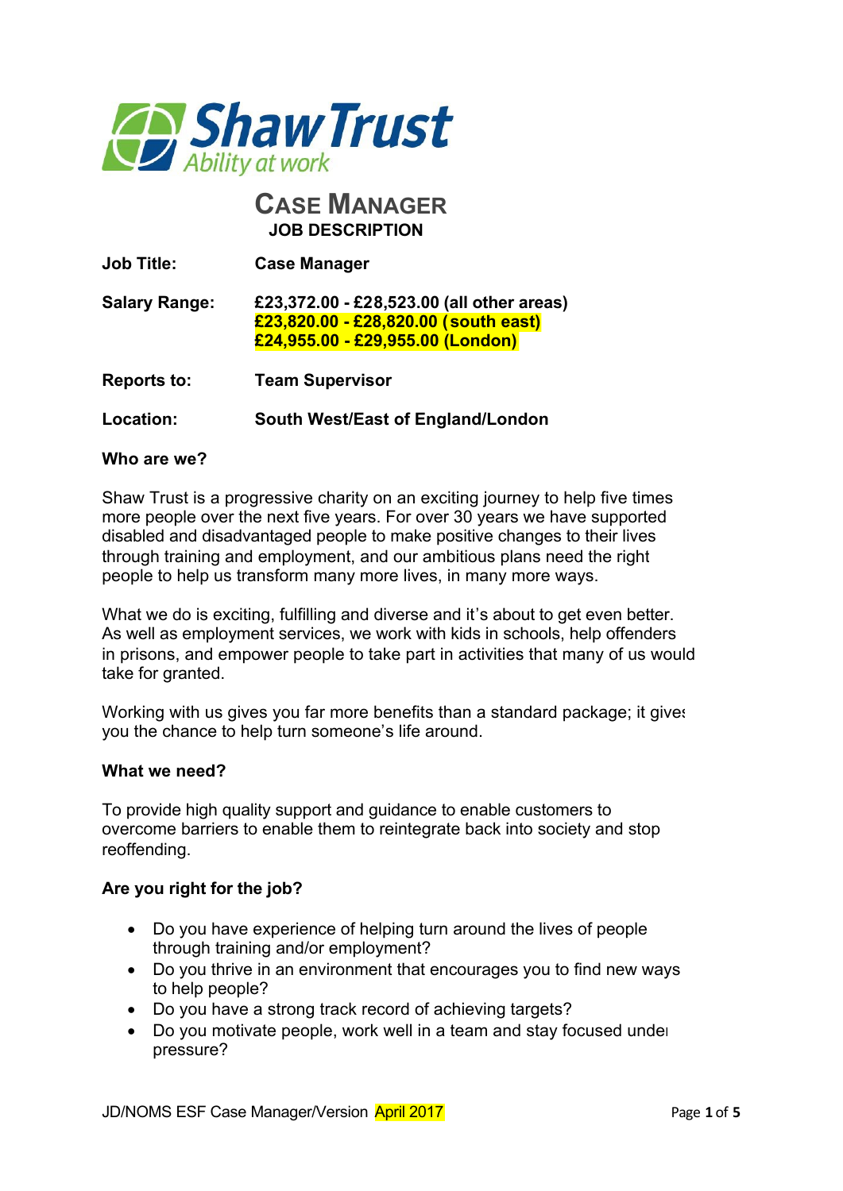Shaw Trust
Ability at work

# Case Manager

## JOB DESCRIPTION

**Job Title:** **Case Manager**

**Salary Range:** **£23,372.00 - £28,523.00 (all other areas)**
**£23,820.00 - £28,820.00 (south east)**
**£24,955.00 - £29,955.00 (London)**

**Reports to:** **Team Supervisor**

**Location:** **South West/East of England/London**

**Who are we?**

Shaw Trust is a progressive charity on an exciting journey to help five times more people over the next five years. For over 30 years we have supported disabled and disadvantaged people to make positive changes to their lives through training and employment, and our ambitious plans need the right people to help us transform many more lives, in many more ways.

What we do is exciting, fulfilling and diverse and it's about to get even better. As well as employment services, we work with kids in schools, help offenders in prisons, and empower people to take part in activities that many of us would take for granted.

Working with us gives you far more benefits than a standard package; it gives you the chance to help turn someone's life around.

**What we need?**

To provide high quality support and guidance to enable customers to overcome barriers to enable them to reintegrate back into society and stop reoffending.

**Are you right for the job?**

- Do you have experience of helping turn around the lives of people through training and/or employment?
- Do you thrive in an environment that encourages you to find new ways to help people?
- Do you have a strong track record of achieving targets?
- Do you motivate people, work well in a team and stay focused under pressure?

JD/NOMS ESF Case Manager/Version April 2017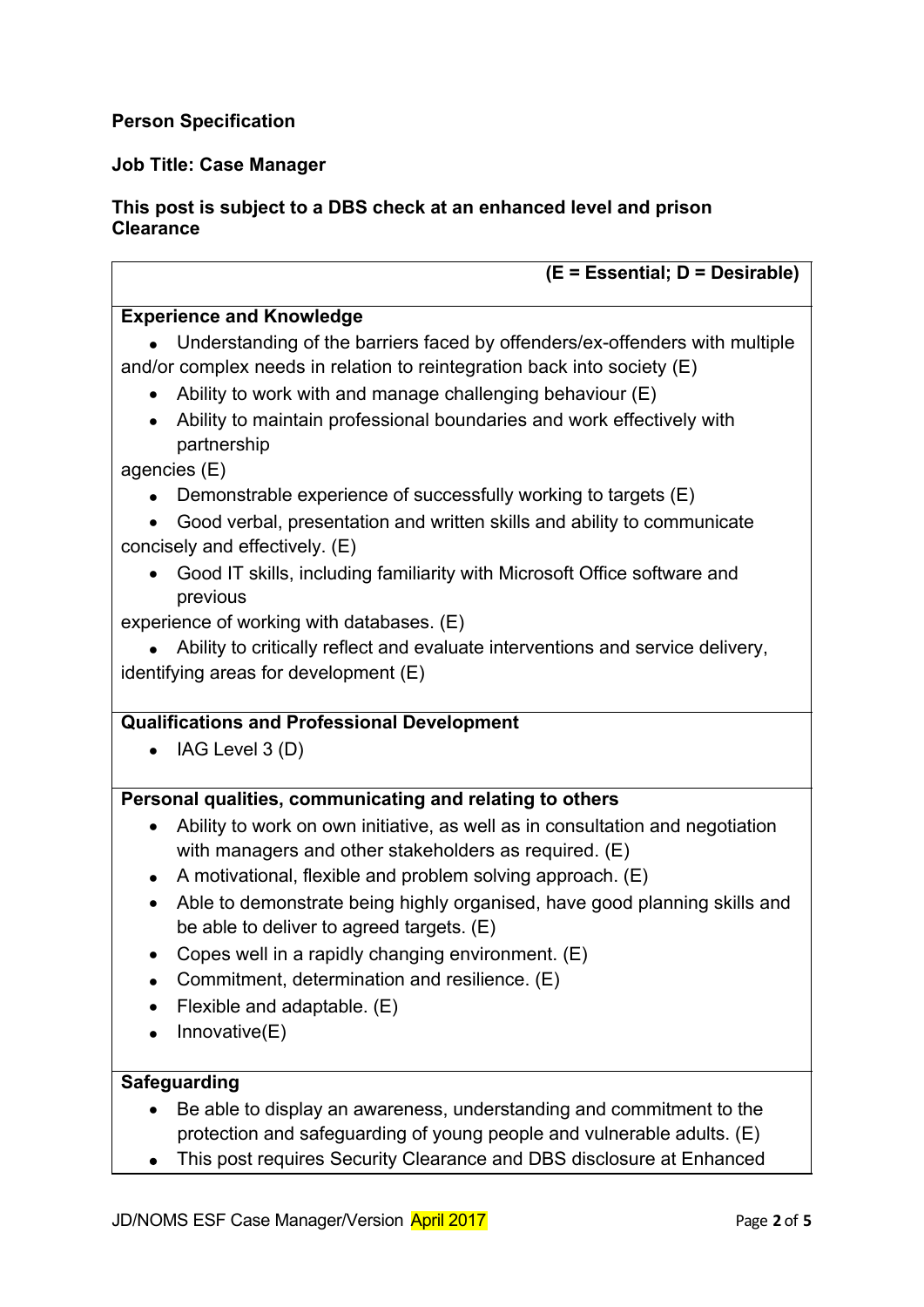**Person Specification**

**Job Title: Case Manager**

**This post is subject to a DBS check at an enhanced level and prison Clearance**

**(E = Essential; D = Desirable)**

**Experience and Knowledge**

- Understanding of the barriers faced by offenders/ex-offenders with multiple and/or complex needs in relation to reintegration back into society (E)
- Ability to work with and manage challenging behaviour (E)
- Ability to maintain professional boundaries and work effectively with partnership agencies (E)
- Demonstrable experience of successfully working to targets (E)
- Good verbal, presentation and written skills and ability to communicate concisely and effectively. (E)
- Good IT skills, including familiarity with Microsoft Office software and previous experience of working with databases. (E)
- Ability to critically reflect and evaluate interventions and service delivery, identifying areas for development (E)

**Qualifications and Professional Development**

- IAG Level 3 (D)

**Personal qualities, communicating and relating to others**

- Ability to work on own initiative, as well as in consultation and negotiation with managers and other stakeholders as required. (E)
- A motivational, flexible and problem solving approach. (E)
- Able to demonstrate being highly organised, have good planning skills and be able to deliver to agreed targets. (E)
- Copes well in a rapidly changing environment. (E)
- Commitment, determination and resilience. (E)
- Flexible and adaptable. (E)
- Innovative(E)

**Safeguarding**

- Be able to display an awareness, understanding and commitment to the protection and safeguarding of young people and vulnerable adults. (E)
- This post requires Security Clearance and DBS disclosure at Enhanced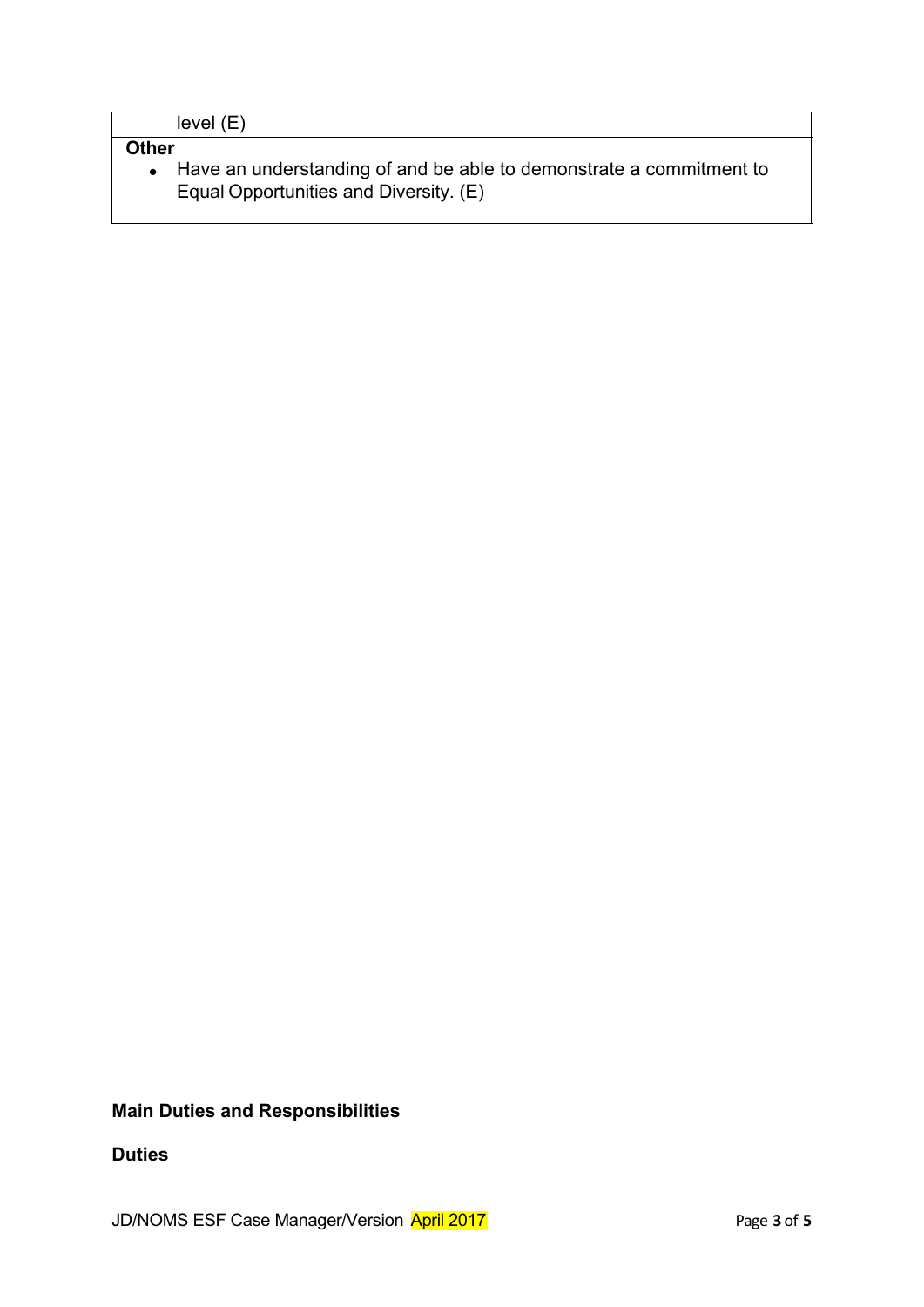| level (E) |
|---|
| **Other**<br>• Have an understanding of and be able to demonstrate a commitment to Equal Opportunities and Diversity. (E) |

**Main Duties and Responsibilities**

**Duties**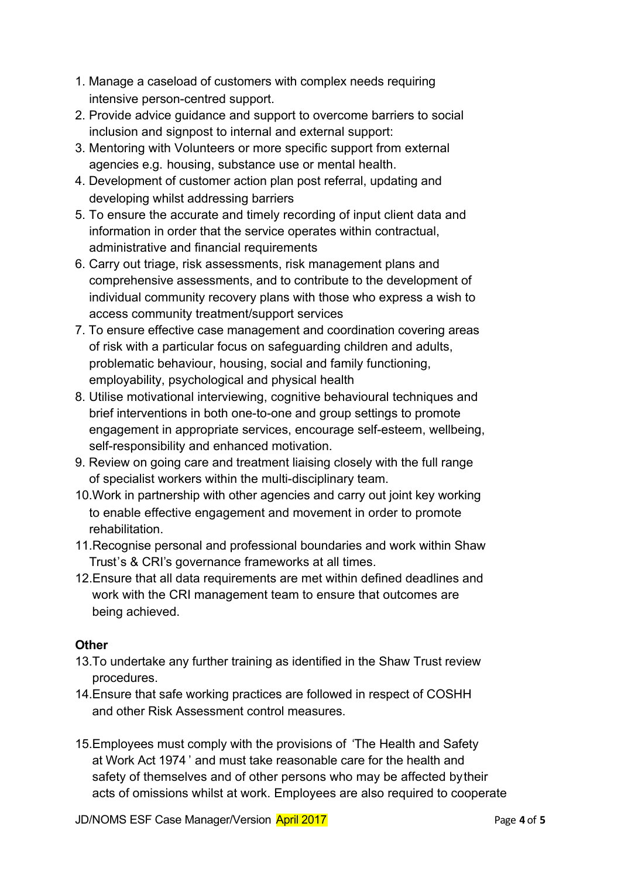1. Manage a caseload of customers with complex needs requiring intensive person-centred support.
2. Provide advice guidance and support to overcome barriers to social inclusion and signpost to internal and external support:
3. Mentoring with Volunteers or more specific support from external agencies e.g. housing, substance use or mental health.
4. Development of customer action plan post referral, updating and developing whilst addressing barriers
5. To ensure the accurate and timely recording of input client data and information in order that the service operates within contractual, administrative and financial requirements
6. Carry out triage, risk assessments, risk management plans and comprehensive assessments, and to contribute to the development of individual community recovery plans with those who express a wish to access community treatment/support services
7. To ensure effective case management and coordination covering areas of risk with a particular focus on safeguarding children and adults, problematic behaviour, housing, social and family functioning, employability, psychological and physical health
8. Utilise motivational interviewing, cognitive behavioural techniques and brief interventions in both one-to-one and group settings to promote engagement in appropriate services, encourage self-esteem, wellbeing, self-responsibility and enhanced motivation.
9. Review on going care and treatment liaising closely with the full range of specialist workers within the multi-disciplinary team.
10. Work in partnership with other agencies and carry out joint key working to enable effective engagement and movement in order to promote rehabilitation.
11. Recognise personal and professional boundaries and work within Shaw Trust's & CRI's governance frameworks at all times.
12. Ensure that all data requirements are met within defined deadlines and work with the CRI management team to ensure that outcomes are being achieved.

**Other**

13. To undertake any further training as identified in the Shaw Trust review procedures.
14. Ensure that safe working practices are followed in respect of COSHH and other Risk Assessment control measures.
15. Employees must comply with the provisions of 'The Health and Safety at Work Act 1974' and must take reasonable care for the health and safety of themselves and of other persons who may be affected by their acts of omissions whilst at work. Employees are also required to cooperate

JD/NOMS ESF Case Manager/Version April 2017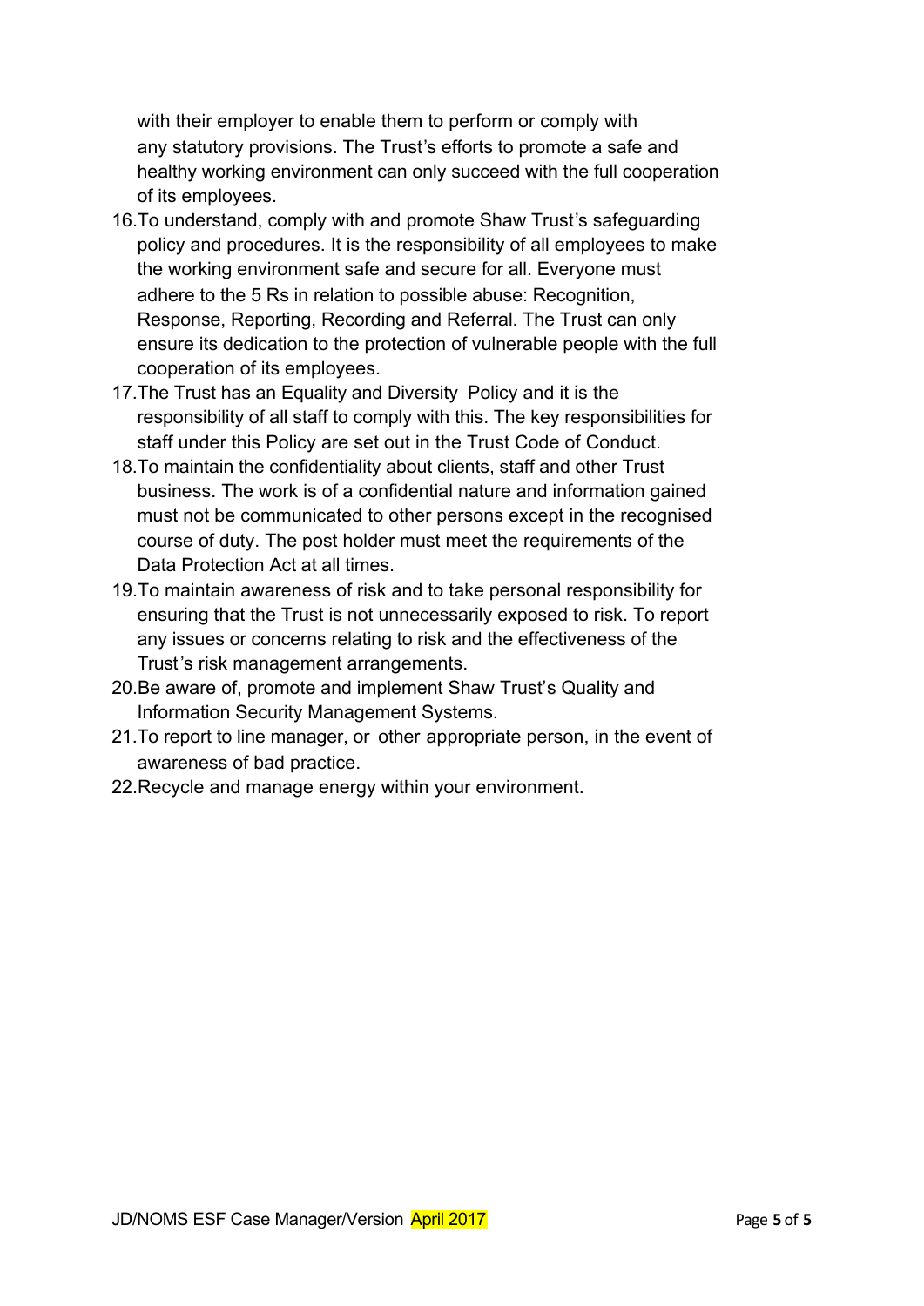with their employer to enable them to perform or comply with any statutory provisions. The Trust's efforts to promote a safe and healthy working environment can only succeed with the full cooperation of its employees.

16. To understand, comply with and promote Shaw Trust's safeguarding policy and procedures. It is the responsibility of all employees to make the working environment safe and secure for all. Everyone must adhere to the 5 Rs in relation to possible abuse: Recognition, Response, Reporting, Recording and Referral. The Trust can only ensure its dedication to the protection of vulnerable people with the full cooperation of its employees.
17. The Trust has an Equality and Diversity Policy and it is the responsibility of all staff to comply with this. The key responsibilities for staff under this Policy are set out in the Trust Code of Conduct.
18. To maintain the confidentiality about clients, staff and other Trust business. The work is of a confidential nature and information gained must not be communicated to other persons except in the recognised course of duty. The post holder must meet the requirements of the Data Protection Act at all times.
19. To maintain awareness of risk and to take personal responsibility for ensuring that the Trust is not unnecessarily exposed to risk. To report any issues or concerns relating to risk and the effectiveness of the Trust's risk management arrangements.
20. Be aware of, promote and implement Shaw Trust's Quality and Information Security Management Systems.
21. To report to line manager, or other appropriate person, in the event of awareness of bad practice.
22. Recycle and manage energy within your environment.